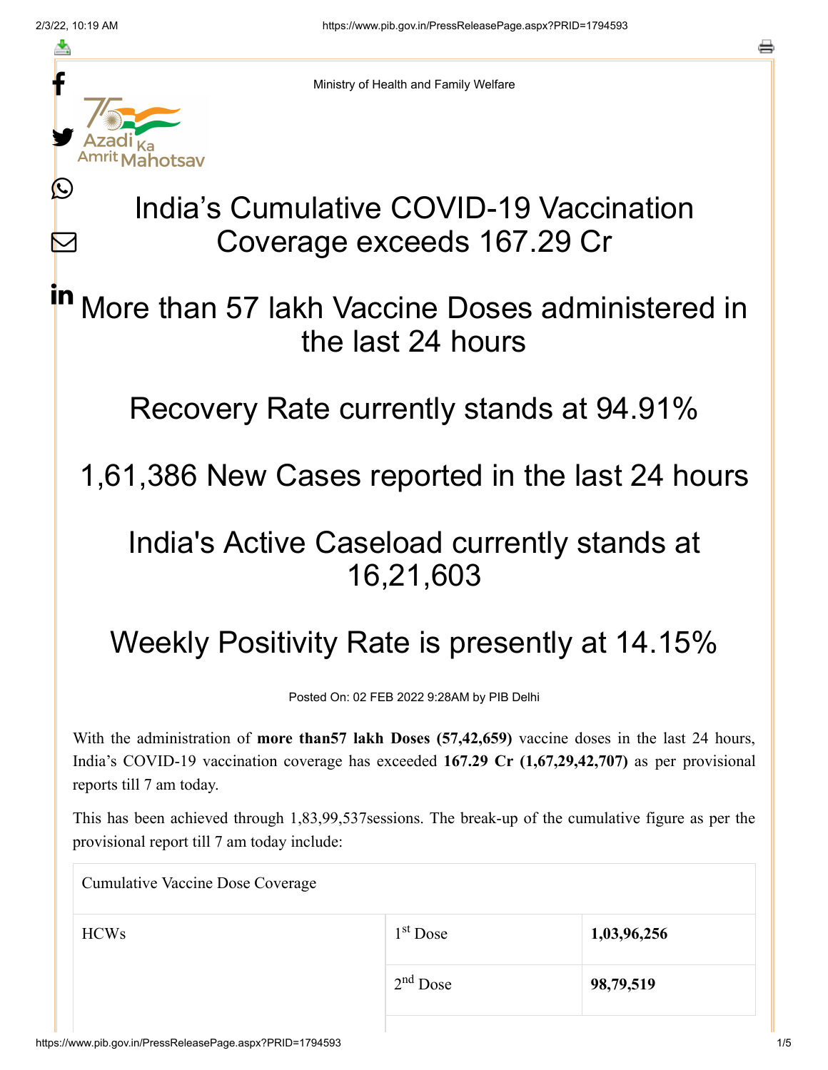Ministry of Health and Family Welfare

# India's Cumulative COVID-19 Vaccination Coverage exceeds 167.29 Cr

## More than 57 lakh Vaccine Doses administered in the last 24 hours

## Recovery Rate currently stands at 94.91%

## 1,61,386 New Cases reported in the last 24 hours

## India's Active Caseload currently stands at 16,21,603

## Weekly Positivity Rate is presently at 14.15%

Posted On: 02 FEB 2022 9:28AM by PIB Delhi

With the administration of **more than57 lakh Doses (57,42,659)** vaccine doses in the last 24 hours, India's COVID-19 vaccination coverage has exceeded **167.29 Cr (1,67,29,42,707)** as per provisional reports till 7 am today.

This has been achieved through 1,83,99,537sessions. The break-up of the cumulative figure as per the provisional report till 7 am today include:

| Cumulative Vaccine Dose Coverage | | |
|---|---|---|
| HCWs | 1st Dose | **1,03,96,256** |
| | 2nd Dose | **98,79,519** |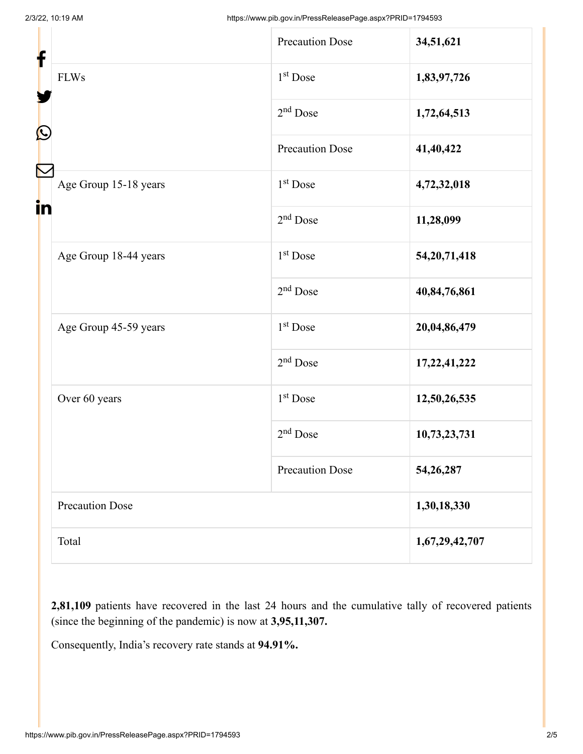| | | |
|---|---|---|
| | Precaution Dose | **34,51,621** |
| FLWs | 1st Dose | **1,83,97,726** |
| | 2nd Dose | **1,72,64,513** |
| | Precaution Dose | **41,40,422** |
| Age Group 15-18 years | 1st Dose | **4,72,32,018** |
| | 2nd Dose | **11,28,099** |
| Age Group 18-44 years | 1st Dose | **54,20,71,418** |
| | 2nd Dose | **40,84,76,861** |
| Age Group 45-59 years | 1st Dose | **20,04,86,479** |
| | 2nd Dose | **17,22,41,222** |
| Over 60 years | 1st Dose | **12,50,26,535** |
| | 2nd Dose | **10,73,23,731** |
| | Precaution Dose | **54,26,287** |
| Precaution Dose | | **1,30,18,330** |
| Total | | **1,67,29,42,707** |

**2,81,109** patients have recovered in the last 24 hours and the cumulative tally of recovered patients (since the beginning of the pandemic) is now at **3,95,11,307.**

Consequently, India's recovery rate stands at **94.91%.**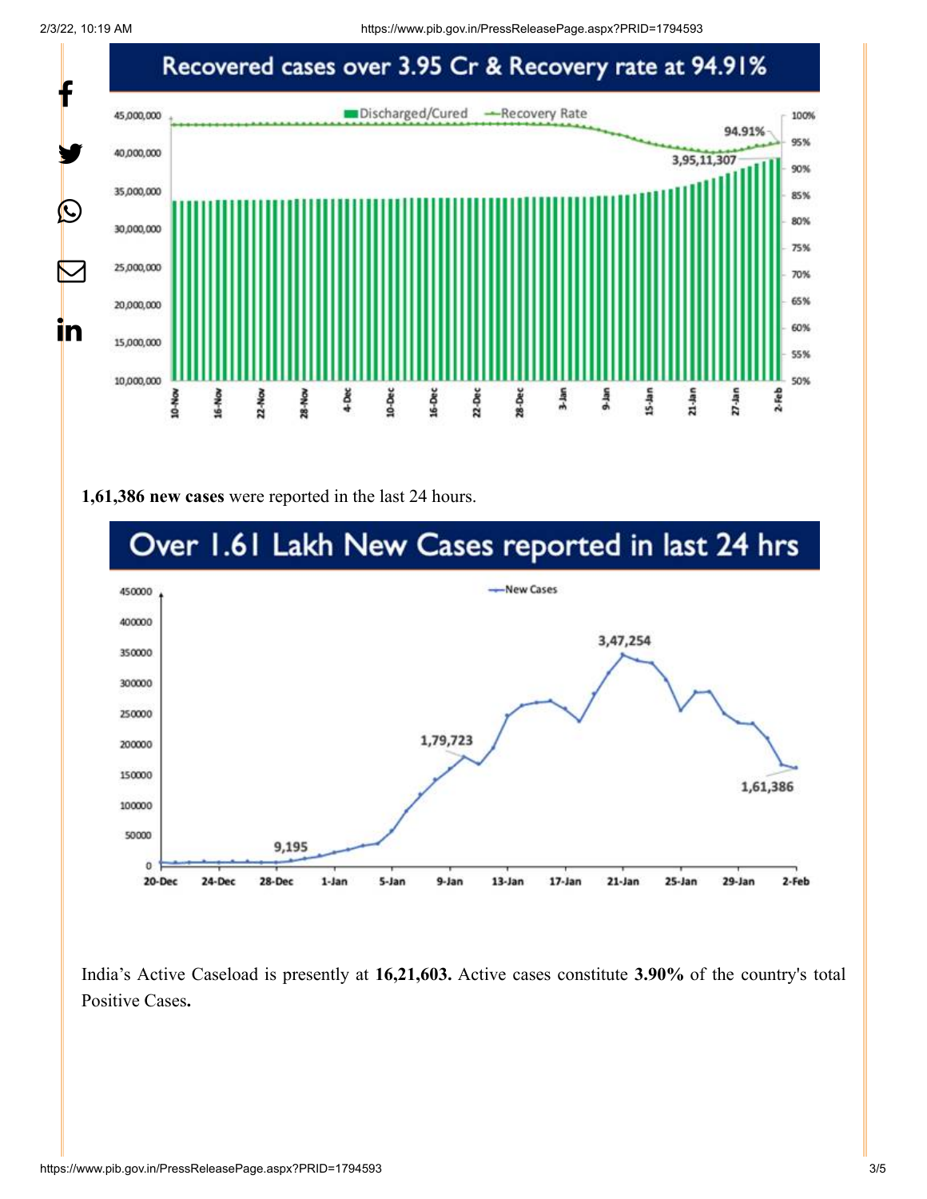## Recovered cases over 3.95 Cr & Recovery rate at 94.91%

**1,61,386 new cases** were reported in the last 24 hours.

## Over 1.61 Lakh New Cases reported in last 24 hrs

India's Active Caseload is presently at **16,21,603.** Active cases constitute **3.90%** of the country's total Positive Cases**.**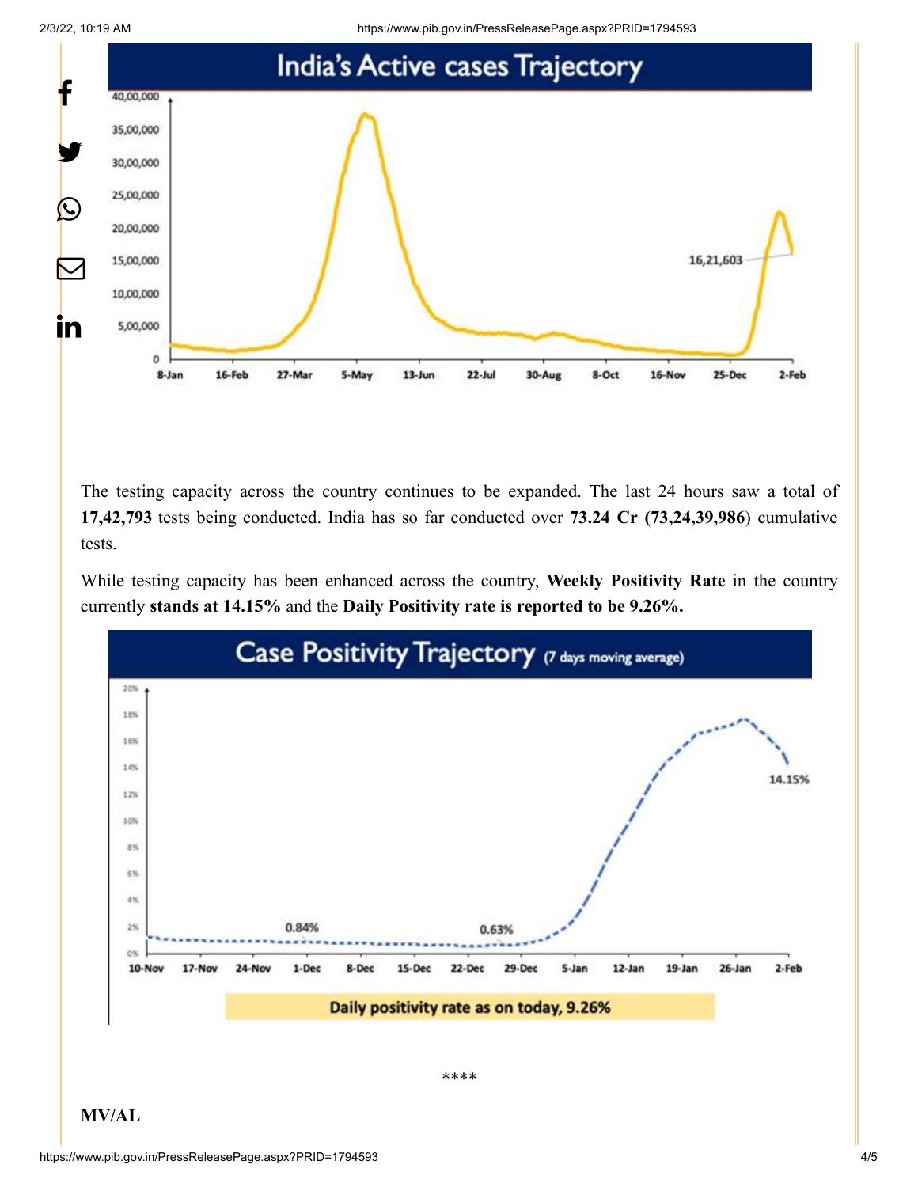The testing capacity across the country continues to be expanded. The last 24 hours saw a total of **17,42,793** tests being conducted. India has so far conducted over **73.24 Cr (73,24,39,986**) cumulative tests.

While testing capacity has been enhanced across the country, **Weekly Positivity Rate** in the country currently **stands at 14.15%** and the **Daily Positivity rate is reported to be 9.26%.**

****

**MV/AL**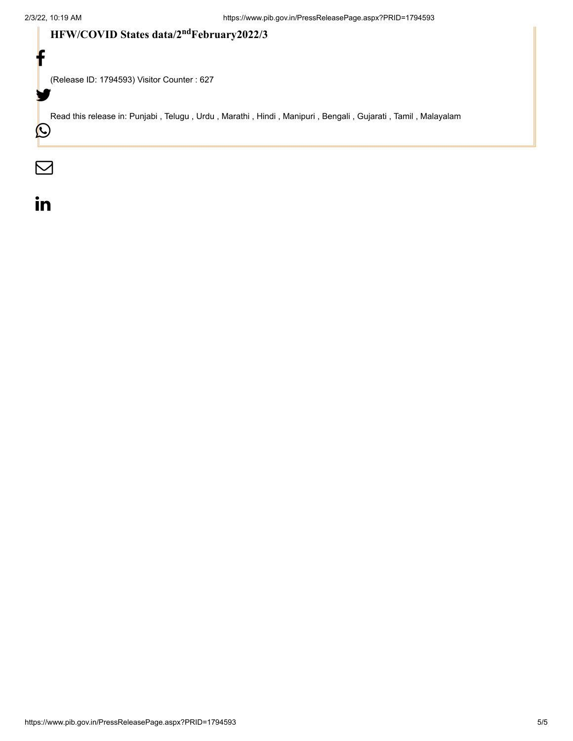**HFW/COVID States data/2ndFebruary2022/3**

(Release ID: 1794593) Visitor Counter : 627

Read this release in: Punjabi , Telugu , Urdu , Marathi , Hindi , Manipuri , Bengali , Gujarati , Tamil , Malayalam